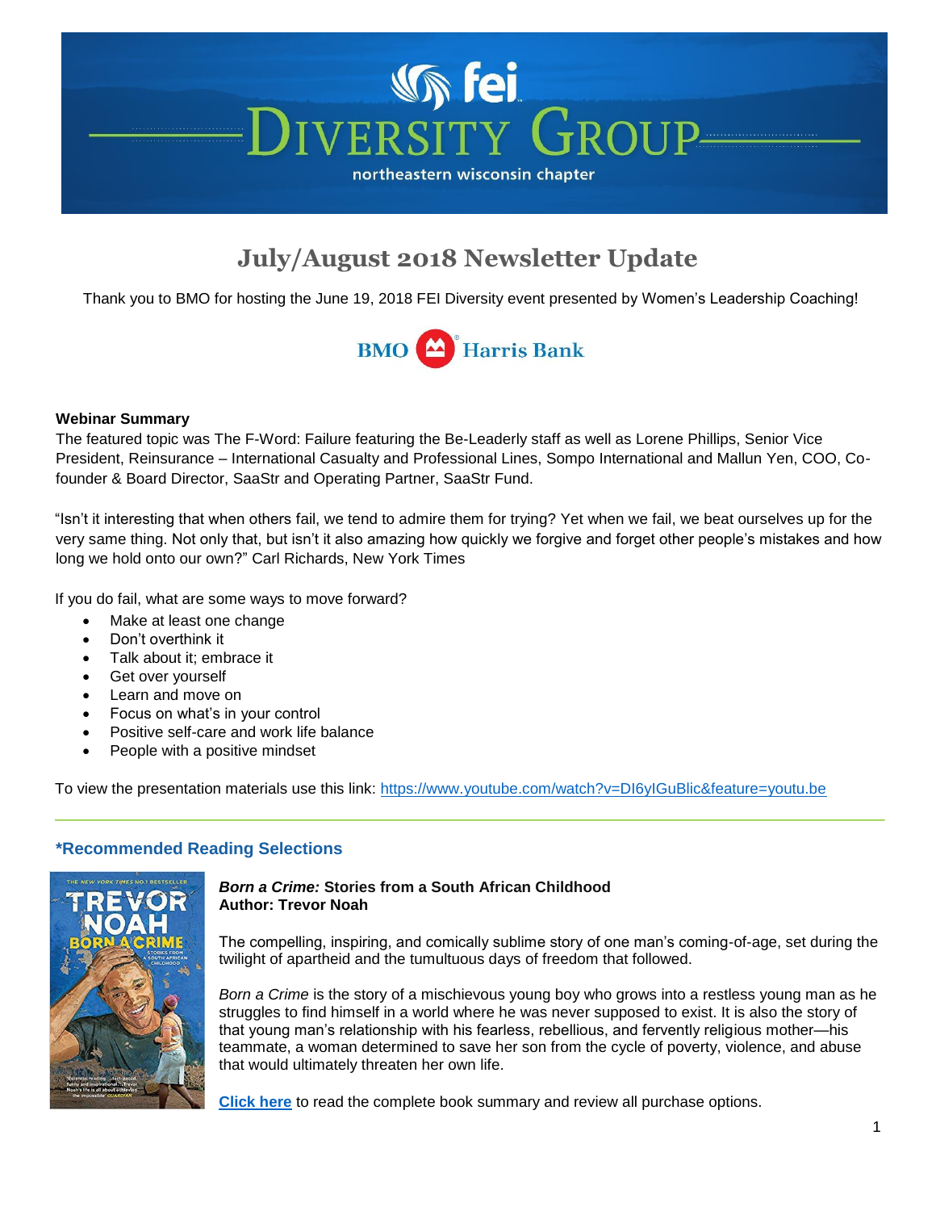# fei DIVERSITY GROUP

northeastern wisconsin chapter

## July/August 2018 Newsletter Update

Thank you to BMO for hosting the June 19, 2018 FEI Diversity event presented by Women's Leadership Coaching!

BMO Harris Bank

**Webinar Summary**

The featured topic was The F-Word: Failure featuring the Be-Leaderly staff as well as Lorene Phillips, Senior Vice President, Reinsurance – International Casualty and Professional Lines, Sompo International and Mallun Yen, COO, Co-founder & Board Director, SaaStr and Operating Partner, SaaStr Fund.

"Isn't it interesting that when others fail, we tend to admire them for trying? Yet when we fail, we beat ourselves up for the very same thing. Not only that, but isn't it also amazing how quickly we forgive and forget other people's mistakes and how long we hold onto our own?" Carl Richards, New York Times

If you do fail, what are some ways to move forward?

- Make at least one change
- Don't overthink it
- Talk about it; embrace it
- Get over yourself
- Learn and move on
- Focus on what's in your control
- Positive self-care and work life balance
- People with a positive mindset

To view the presentation materials use this link: https://www.youtube.com/watch?v=DI6yIGuBlic&feature=youtu.be

---

### *Recommended Reading Selections

***Born a Crime:* Stories from a South African Childhood**
**Author: Trevor Noah**

The compelling, inspiring, and comically sublime story of one man's coming-of-age, set during the twilight of apartheid and the tumultuous days of freedom that followed.

*Born a Crime* is the story of a mischievous young boy who grows into a restless young man as he struggles to find himself in a world where he was never supposed to exist. It is also the story of that young man's relationship with his fearless, rebellious, and fervently religious mother—his teammate, a woman determined to save her son from the cycle of poverty, violence, and abuse that would ultimately threaten her own life.

**Click here** to read the complete book summary and review all purchase options.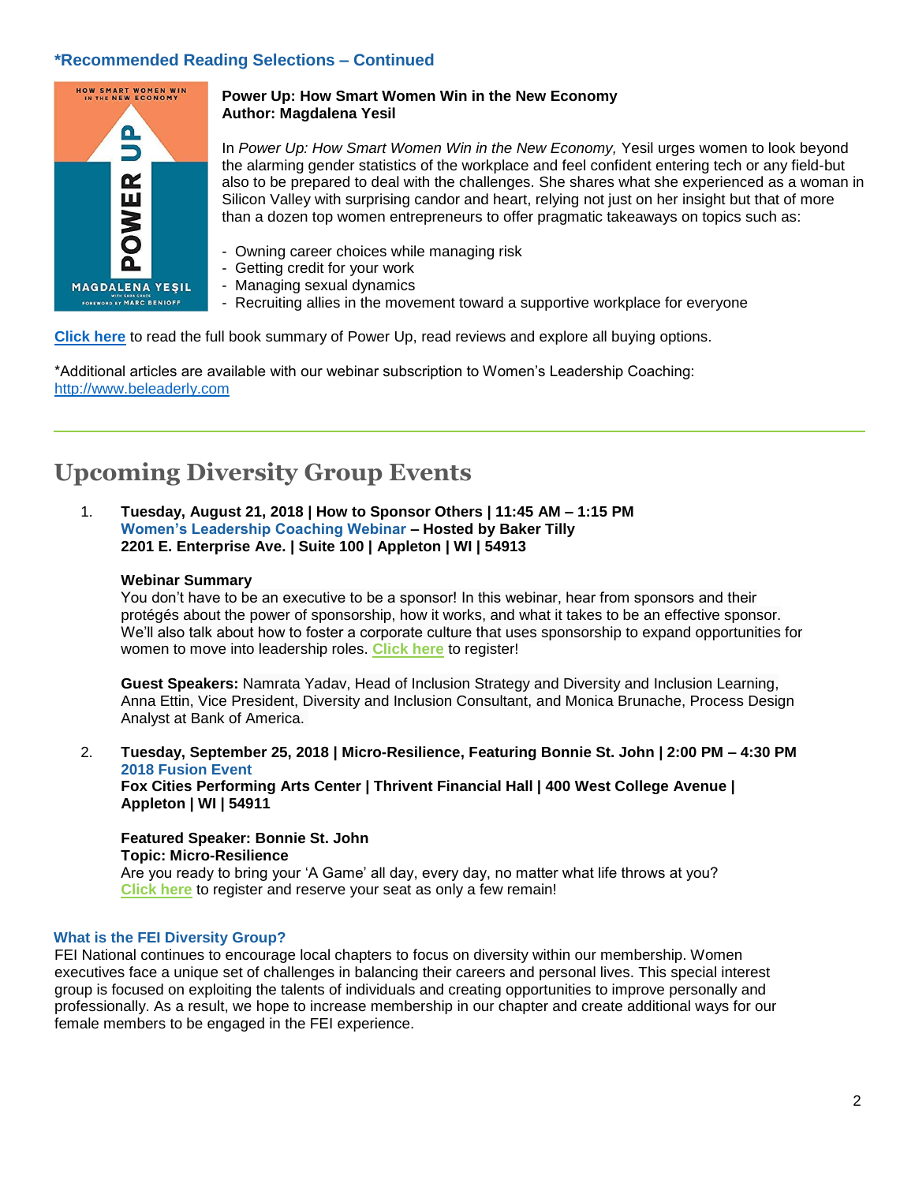### *Recommended Reading Selections – Continued

**Power Up: How Smart Women Win in the New Economy**
**Author: Magdalena Yesil**

In *Power Up: How Smart Women Win in the New Economy,* Yesil urges women to look beyond the alarming gender statistics of the workplace and feel confident entering tech or any field-but also to be prepared to deal with the challenges. She shares what she experienced as a woman in Silicon Valley with surprising candor and heart, relying not just on her insight but that of more than a dozen top women entrepreneurs to offer pragmatic takeaways on topics such as:

- Owning career choices while managing risk
- Getting credit for your work
- Managing sexual dynamics
- Recruiting allies in the movement toward a supportive workplace for everyone

**Click here** to read the full book summary of Power Up, read reviews and explore all buying options.

*Additional articles are available with our webinar subscription to Women's Leadership Coaching: http://www.beleaderly.com

---

## Upcoming Diversity Group Events

1. **Tuesday, August 21, 2018 | How to Sponsor Others | 11:45 AM – 1:15 PM**
   **Women's Leadership Coaching Webinar – Hosted by Baker Tilly**
   **2201 E. Enterprise Ave. | Suite 100 | Appleton | WI | 54913**

   **Webinar Summary**
   You don't have to be an executive to be a sponsor! In this webinar, hear from sponsors and their protégés about the power of sponsorship, how it works, and what it takes to be an effective sponsor. We'll also talk about how to foster a corporate culture that uses sponsorship to expand opportunities for women to move into leadership roles. **Click here** to register!

   **Guest Speakers:** Namrata Yadav, Head of Inclusion Strategy and Diversity and Inclusion Learning, Anna Ettin, Vice President, Diversity and Inclusion Consultant, and Monica Brunache, Process Design Analyst at Bank of America.

2. **Tuesday, September 25, 2018 | Micro-Resilience, Featuring Bonnie St. John | 2:00 PM – 4:30 PM**
   **2018 Fusion Event**
   **Fox Cities Performing Arts Center | Thrivent Financial Hall | 400 West College Avenue | Appleton | WI | 54911**

   **Featured Speaker: Bonnie St. John**
   **Topic: Micro-Resilience**
   Are you ready to bring your 'A Game' all day, every day, no matter what life throws at you? **Click here** to register and reserve your seat as only a few remain!

### What is the FEI Diversity Group?

FEI National continues to encourage local chapters to focus on diversity within our membership. Women executives face a unique set of challenges in balancing their careers and personal lives. This special interest group is focused on exploiting the talents of individuals and creating opportunities to improve personally and professionally. As a result, we hope to increase membership in our chapter and create additional ways for our female members to be engaged in the FEI experience.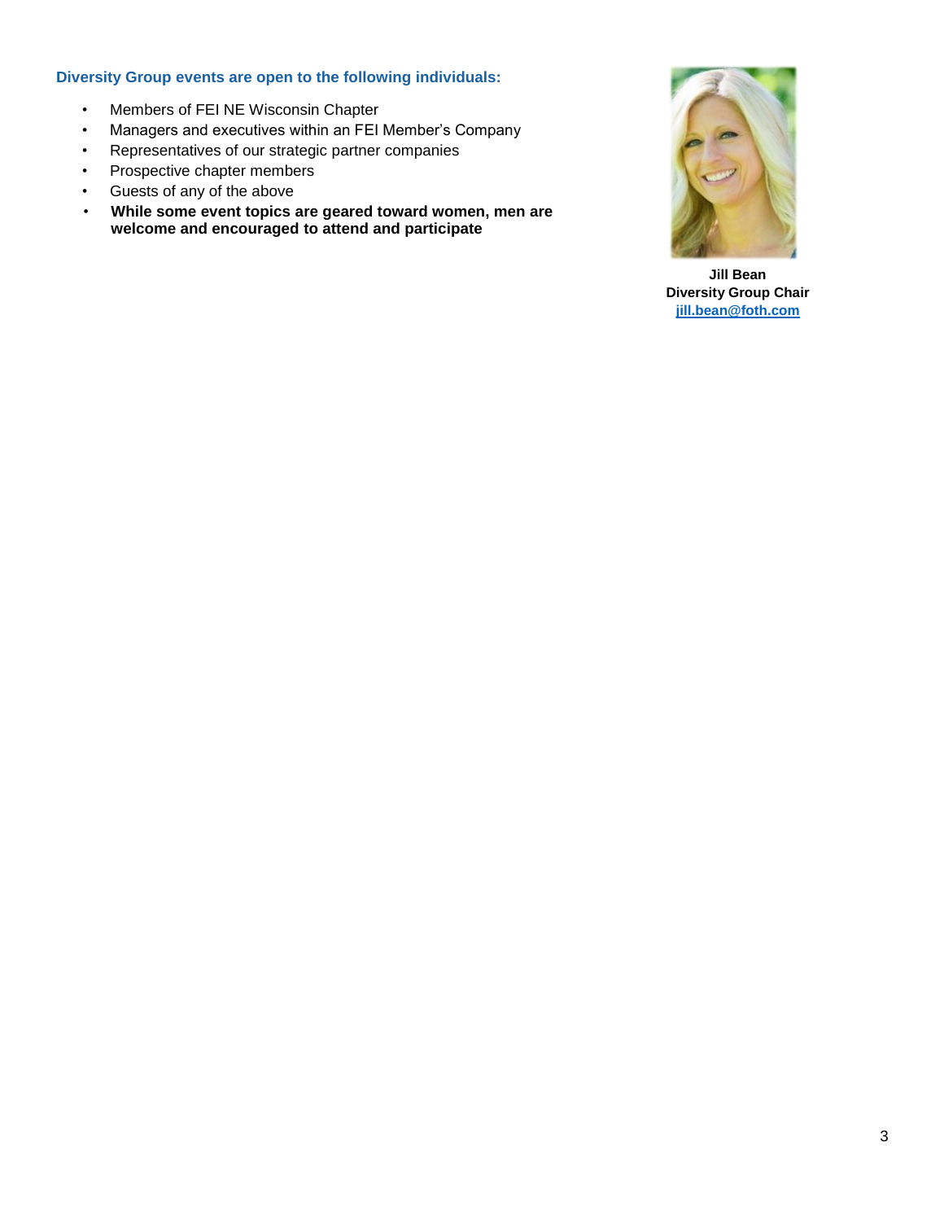### Diversity Group events are open to the following individuals:

- Members of FEI NE Wisconsin Chapter
- Managers and executives within an FEI Member's Company
- Representatives of our strategic partner companies
- Prospective chapter members
- Guests of any of the above
- **While some event topics are geared toward women, men are welcome and encouraged to attend and participate**

**Jill Bean**
**Diversity Group Chair**
**jill.bean@foth.com**